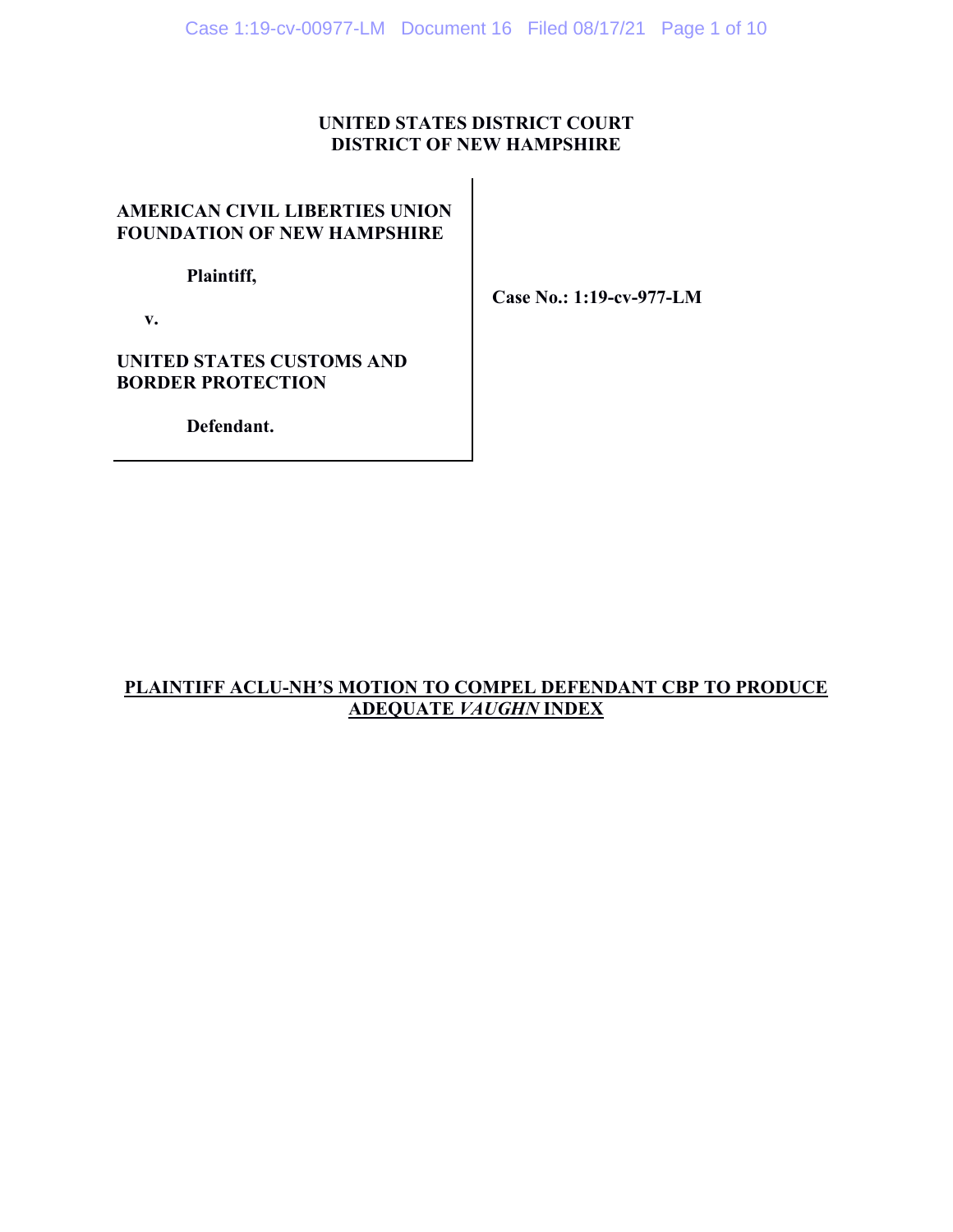**UNITED STATES DISTRICT COURT**
**DISTRICT OF NEW HAMPSHIRE**

| | |
|---|---|
| **AMERICAN CIVIL LIBERTIES UNION FOUNDATION OF NEW HAMPSHIRE**<br><br>**Plaintiff,**<br><br>**v.**<br><br>**UNITED STATES CUSTOMS AND BORDER PROTECTION**<br><br>**Defendant.** | **Case No.: 1:19-cv-977-LM** |

**<u>PLAINTIFF ACLU-NH'S MOTION TO COMPEL DEFENDANT CBP TO PRODUCE ADEQUATE *VAUGHN* INDEX</u>**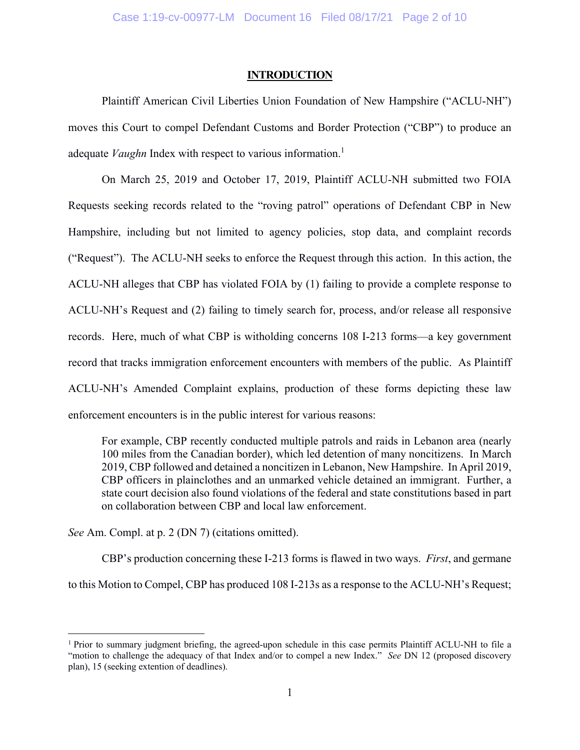## INTRODUCTION

Plaintiff American Civil Liberties Union Foundation of New Hampshire ("ACLU-NH") moves this Court to compel Defendant Customs and Border Protection ("CBP") to produce an adequate *Vaughn* Index with respect to various information.[1]

On March 25, 2019 and October 17, 2019, Plaintiff ACLU-NH submitted two FOIA Requests seeking records related to the "roving patrol" operations of Defendant CBP in New Hampshire, including but not limited to agency policies, stop data, and complaint records ("Request"). The ACLU-NH seeks to enforce the Request through this action. In this action, the ACLU-NH alleges that CBP has violated FOIA by (1) failing to provide a complete response to ACLU-NH's Request and (2) failing to timely search for, process, and/or release all responsive records. Here, much of what CBP is witholding concerns 108 I-213 forms—a key government record that tracks immigration enforcement encounters with members of the public. As Plaintiff ACLU-NH's Amended Complaint explains, production of these forms depicting these law enforcement encounters is in the public interest for various reasons:

> For example, CBP recently conducted multiple patrols and raids in Lebanon area (nearly 100 miles from the Canadian border), which led detention of many noncitizens. In March 2019, CBP followed and detained a noncitizen in Lebanon, New Hampshire. In April 2019, CBP officers in plainclothes and an unmarked vehicle detained an immigrant. Further, a state court decision also found violations of the federal and state constitutions based in part on collaboration between CBP and local law enforcement.

*See* Am. Compl. at p. 2 (DN 7) (citations omitted).

CBP's production concerning these I-213 forms is flawed in two ways. *First*, and germane to this Motion to Compel, CBP has produced 108 I-213s as a response to the ACLU-NH's Request;

[1] Prior to summary judgment briefing, the agreed-upon schedule in this case permits Plaintiff ACLU-NH to file a "motion to challenge the adequacy of that Index and/or to compel a new Index." *See* DN 12 (proposed discovery plan), 15 (seeking extention of deadlines).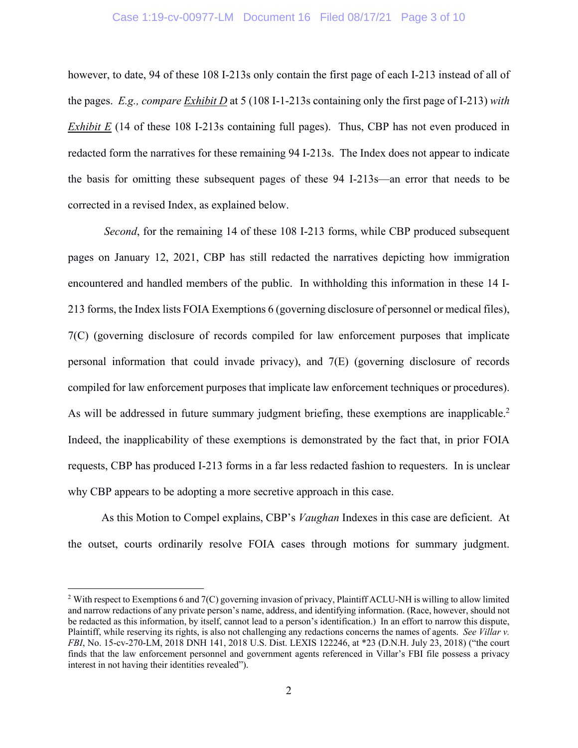however, to date, 94 of these 108 I-213s only contain the first page of each I-213 instead of all of the pages. *E.g., compare Exhibit D* at 5 (108 I-1-213s containing only the first page of I-213) *with Exhibit E* (14 of these 108 I-213s containing full pages). Thus, CBP has not even produced in redacted form the narratives for these remaining 94 I-213s. The Index does not appear to indicate the basis for omitting these subsequent pages of these 94 I-213s—an error that needs to be corrected in a revised Index, as explained below.

*Second*, for the remaining 14 of these 108 I-213 forms, while CBP produced subsequent pages on January 12, 2021, CBP has still redacted the narratives depicting how immigration encountered and handled members of the public. In withholding this information in these 14 I-213 forms, the Index lists FOIA Exemptions 6 (governing disclosure of personnel or medical files), 7(C) (governing disclosure of records compiled for law enforcement purposes that implicate personal information that could invade privacy), and 7(E) (governing disclosure of records compiled for law enforcement purposes that implicate law enforcement techniques or procedures). As will be addressed in future summary judgment briefing, these exemptions are inapplicable.[2] Indeed, the inapplicability of these exemptions is demonstrated by the fact that, in prior FOIA requests, CBP has produced I-213 forms in a far less redacted fashion to requesters. In is unclear why CBP appears to be adopting a more secretive approach in this case.

As this Motion to Compel explains, CBP's *Vaughan* Indexes in this case are deficient. At the outset, courts ordinarily resolve FOIA cases through motions for summary judgment.

---

[2] With respect to Exemptions 6 and 7(C) governing invasion of privacy, Plaintiff ACLU-NH is willing to allow limited and narrow redactions of any private person's name, address, and identifying information. (Race, however, should not be redacted as this information, by itself, cannot lead to a person's identification.) In an effort to narrow this dispute, Plaintiff, while reserving its rights, is also not challenging any redactions concerns the names of agents. *See Villar v. FBI*, No. 15-cv-270-LM, 2018 DNH 141, 2018 U.S. Dist. LEXIS 122246, at *23 (D.N.H. July 23, 2018) ("the court finds that the law enforcement personnel and government agents referenced in Villar's FBI file possess a privacy interest in not having their identities revealed").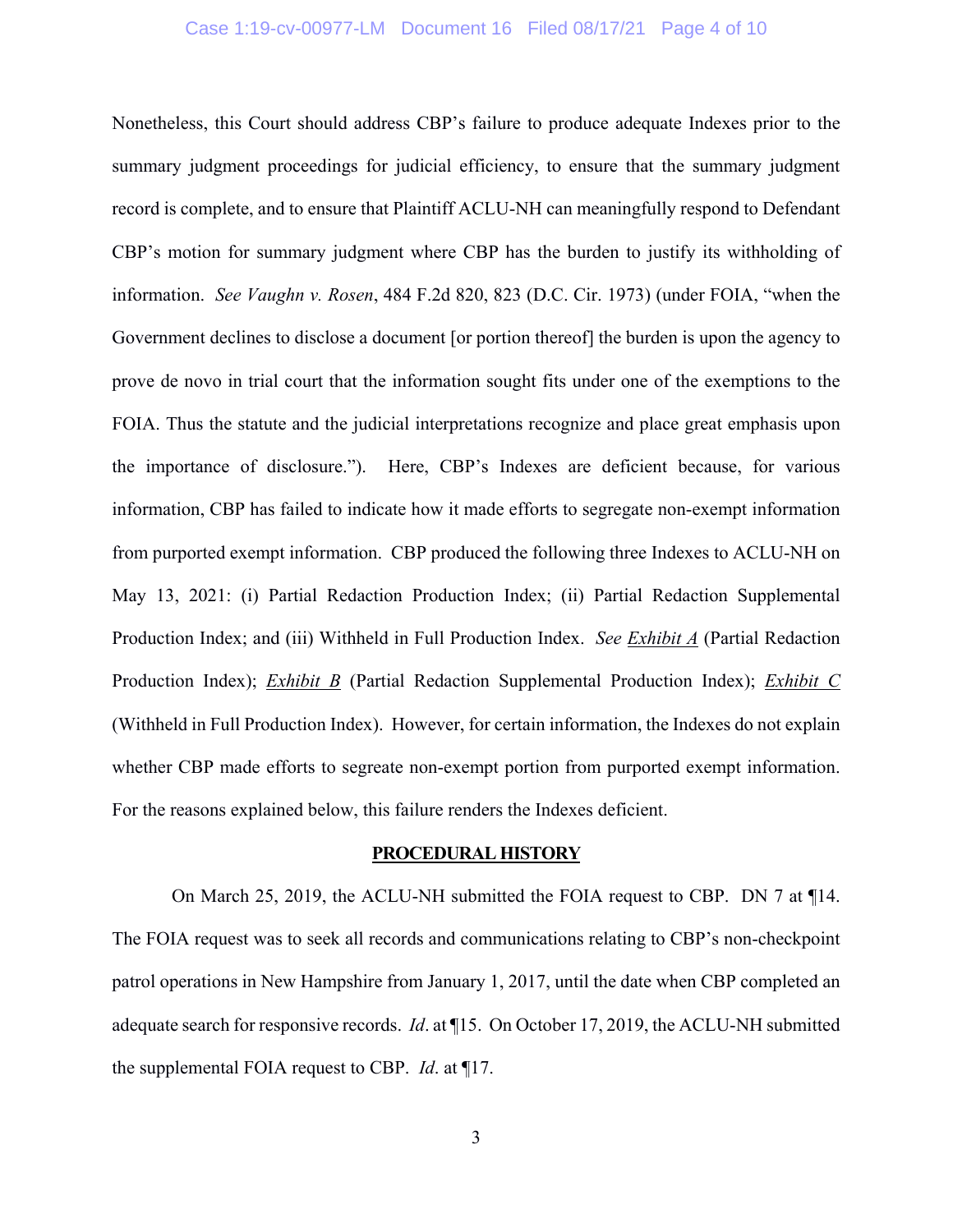Nonetheless, this Court should address CBP's failure to produce adequate Indexes prior to the summary judgment proceedings for judicial efficiency, to ensure that the summary judgment record is complete, and to ensure that Plaintiff ACLU-NH can meaningfully respond to Defendant CBP's motion for summary judgment where CBP has the burden to justify its withholding of information. *See Vaughn v. Rosen*, 484 F.2d 820, 823 (D.C. Cir. 1973) (under FOIA, "when the Government declines to disclose a document [or portion thereof] the burden is upon the agency to prove de novo in trial court that the information sought fits under one of the exemptions to the FOIA. Thus the statute and the judicial interpretations recognize and place great emphasis upon the importance of disclosure."). Here, CBP's Indexes are deficient because, for various information, CBP has failed to indicate how it made efforts to segregate non-exempt information from purported exempt information. CBP produced the following three Indexes to ACLU-NH on May 13, 2021: (i) Partial Redaction Production Index; (ii) Partial Redaction Supplemental Production Index; and (iii) Withheld in Full Production Index. *See* *Exhibit A* (Partial Redaction Production Index); *Exhibit B* (Partial Redaction Supplemental Production Index); *Exhibit C* (Withheld in Full Production Index). However, for certain information, the Indexes do not explain whether CBP made efforts to segreate non-exempt portion from purported exempt information. For the reasons explained below, this failure renders the Indexes deficient.

## PROCEDURAL HISTORY

On March 25, 2019, the ACLU-NH submitted the FOIA request to CBP. DN 7 at ¶14. The FOIA request was to seek all records and communications relating to CBP's non-checkpoint patrol operations in New Hampshire from January 1, 2017, until the date when CBP completed an adequate search for responsive records. *Id*. at ¶15. On October 17, 2019, the ACLU-NH submitted the supplemental FOIA request to CBP. *Id*. at ¶17.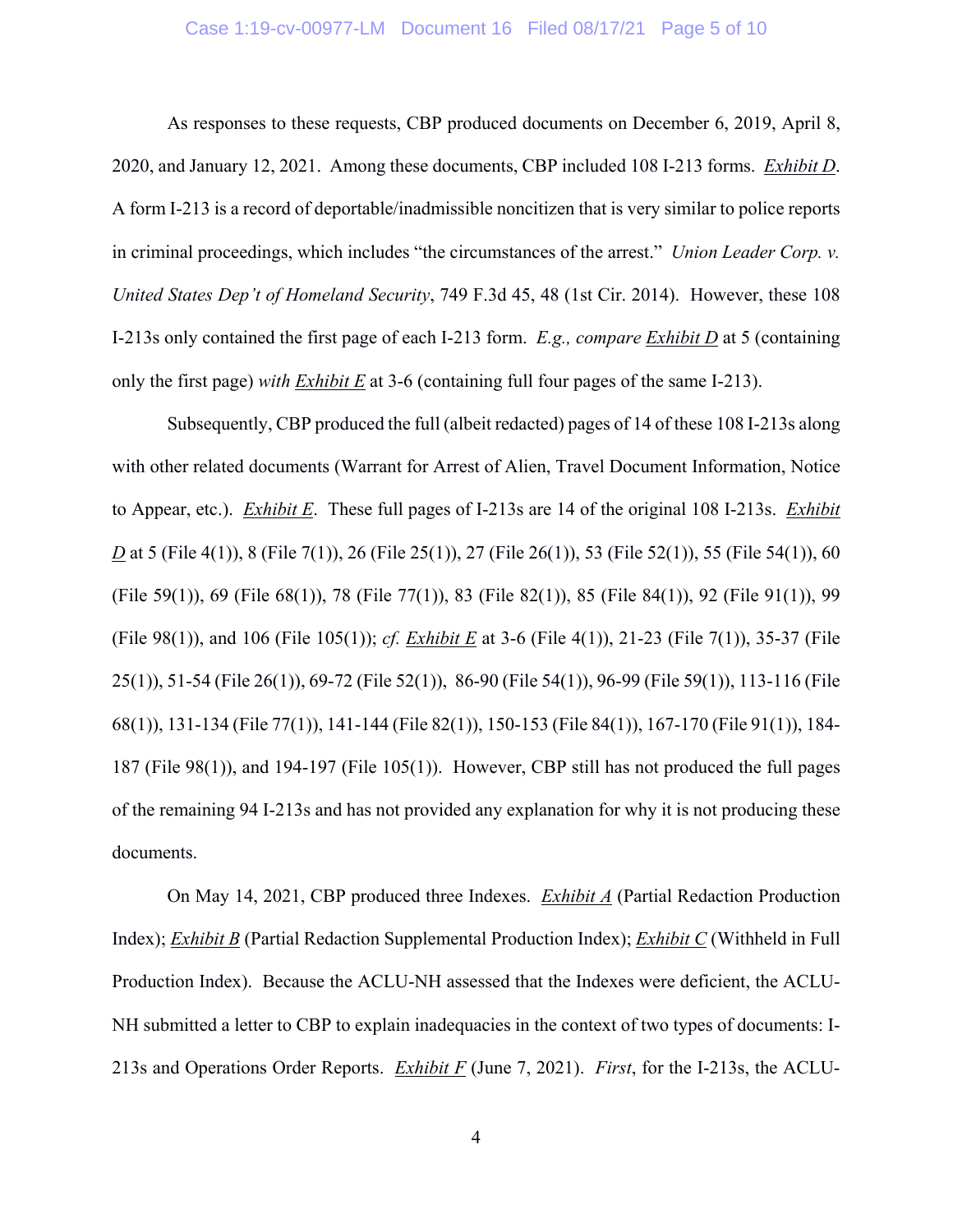As responses to these requests, CBP produced documents on December 6, 2019, April 8, 2020, and January 12, 2021. Among these documents, CBP included 108 I-213 forms. *Exhibit D*. A form I-213 is a record of deportable/inadmissible noncitizen that is very similar to police reports in criminal proceedings, which includes "the circumstances of the arrest." *Union Leader Corp. v. United States Dep't of Homeland Security*, 749 F.3d 45, 48 (1st Cir. 2014). However, these 108 I-213s only contained the first page of each I-213 form. *E.g., compare Exhibit D* at 5 (containing only the first page) *with Exhibit E* at 3-6 (containing full four pages of the same I-213).

Subsequently, CBP produced the full (albeit redacted) pages of 14 of these 108 I-213s along with other related documents (Warrant for Arrest of Alien, Travel Document Information, Notice to Appear, etc.). *Exhibit E*. These full pages of I-213s are 14 of the original 108 I-213s. *Exhibit D* at 5 (File 4(1)), 8 (File 7(1)), 26 (File 25(1)), 27 (File 26(1)), 53 (File 52(1)), 55 (File 54(1)), 60 (File 59(1)), 69 (File 68(1)), 78 (File 77(1)), 83 (File 82(1)), 85 (File 84(1)), 92 (File 91(1)), 99 (File 98(1)), and 106 (File 105(1)); *cf. Exhibit E* at 3-6 (File 4(1)), 21-23 (File 7(1)), 35-37 (File 25(1)), 51-54 (File 26(1)), 69-72 (File 52(1)), 86-90 (File 54(1)), 96-99 (File 59(1)), 113-116 (File 68(1)), 131-134 (File 77(1)), 141-144 (File 82(1)), 150-153 (File 84(1)), 167-170 (File 91(1)), 184-187 (File 98(1)), and 194-197 (File 105(1)). However, CBP still has not produced the full pages of the remaining 94 I-213s and has not provided any explanation for why it is not producing these documents.

On May 14, 2021, CBP produced three Indexes. *Exhibit A* (Partial Redaction Production Index); *Exhibit B* (Partial Redaction Supplemental Production Index); *Exhibit C* (Withheld in Full Production Index). Because the ACLU-NH assessed that the Indexes were deficient, the ACLU-NH submitted a letter to CBP to explain inadequacies in the context of two types of documents: I-213s and Operations Order Reports. *Exhibit F* (June 7, 2021). *First*, for the I-213s, the ACLU-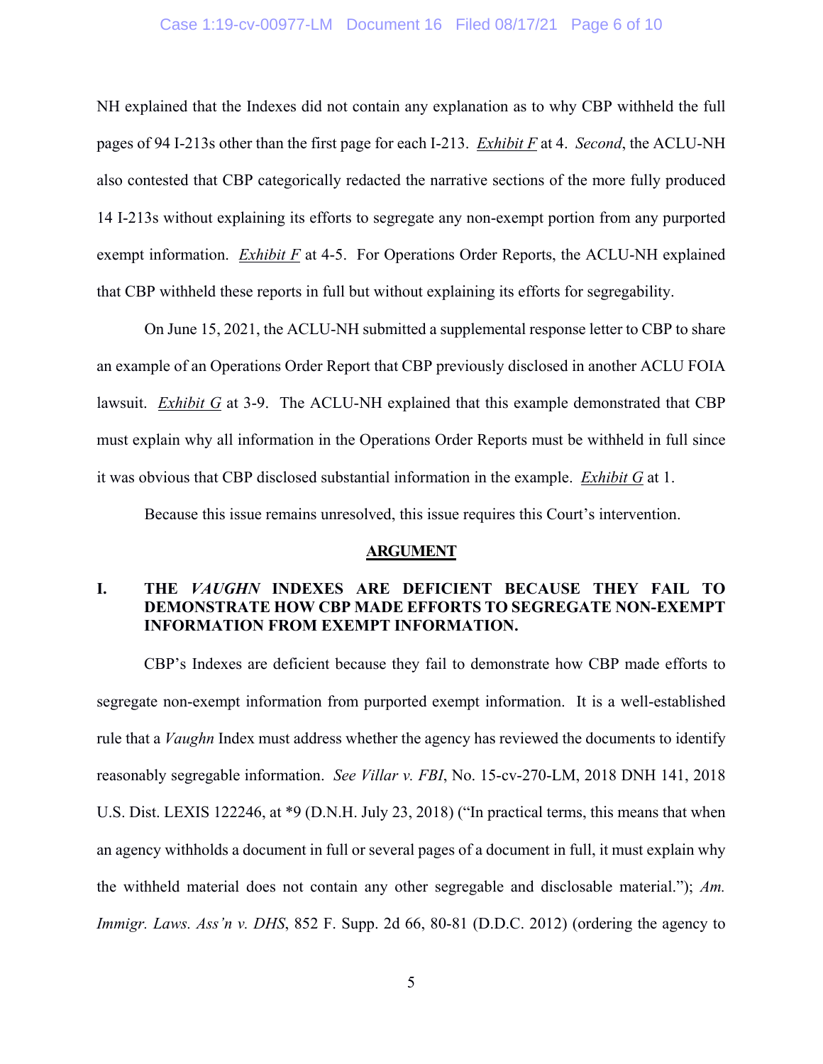NH explained that the Indexes did not contain any explanation as to why CBP withheld the full pages of 94 I-213s other than the first page for each I-213. *Exhibit F* at 4. *Second*, the ACLU-NH also contested that CBP categorically redacted the narrative sections of the more fully produced 14 I-213s without explaining its efforts to segregate any non-exempt portion from any purported exempt information. *Exhibit F* at 4-5. For Operations Order Reports, the ACLU-NH explained that CBP withheld these reports in full but without explaining its efforts for segregability.

On June 15, 2021, the ACLU-NH submitted a supplemental response letter to CBP to share an example of an Operations Order Report that CBP previously disclosed in another ACLU FOIA lawsuit. *Exhibit G* at 3-9. The ACLU-NH explained that this example demonstrated that CBP must explain why all information in the Operations Order Reports must be withheld in full since it was obvious that CBP disclosed substantial information in the example. *Exhibit G* at 1.

Because this issue remains unresolved, this issue requires this Court's intervention.

## ARGUMENT

### I. THE *VAUGHN* INDEXES ARE DEFICIENT BECAUSE THEY FAIL TO DEMONSTRATE HOW CBP MADE EFFORTS TO SEGREGATE NON-EXEMPT INFORMATION FROM EXEMPT INFORMATION.

CBP's Indexes are deficient because they fail to demonstrate how CBP made efforts to segregate non-exempt information from purported exempt information. It is a well-established rule that a *Vaughn* Index must address whether the agency has reviewed the documents to identify reasonably segregable information. *See Villar v. FBI*, No. 15-cv-270-LM, 2018 DNH 141, 2018 U.S. Dist. LEXIS 122246, at *9 (D.N.H. July 23, 2018) ("In practical terms, this means that when an agency withholds a document in full or several pages of a document in full, it must explain why the withheld material does not contain any other segregable and disclosable material."); *Am. Immigr. Laws. Ass'n v. DHS*, 852 F. Supp. 2d 66, 80-81 (D.D.C. 2012) (ordering the agency to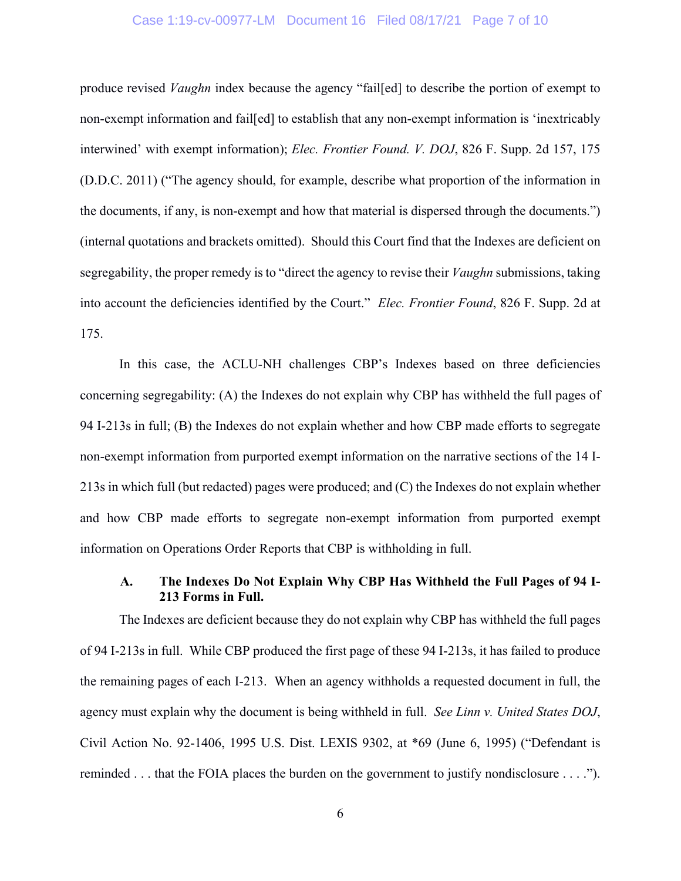produce revised *Vaughn* index because the agency "fail[ed] to describe the portion of exempt to non-exempt information and fail[ed] to establish that any non-exempt information is 'inextricably interwined' with exempt information); *Elec. Frontier Found. V. DOJ*, 826 F. Supp. 2d 157, 175 (D.D.C. 2011) ("The agency should, for example, describe what proportion of the information in the documents, if any, is non-exempt and how that material is dispersed through the documents.") (internal quotations and brackets omitted). Should this Court find that the Indexes are deficient on segregability, the proper remedy is to "direct the agency to revise their *Vaughn* submissions, taking into account the deficiencies identified by the Court." *Elec. Frontier Found*, 826 F. Supp. 2d at 175.

In this case, the ACLU-NH challenges CBP's Indexes based on three deficiencies concerning segregability: (A) the Indexes do not explain why CBP has withheld the full pages of 94 I-213s in full; (B) the Indexes do not explain whether and how CBP made efforts to segregate non-exempt information from purported exempt information on the narrative sections of the 14 I-213s in which full (but redacted) pages were produced; and (C) the Indexes do not explain whether and how CBP made efforts to segregate non-exempt information from purported exempt information on Operations Order Reports that CBP is withholding in full.

### A. The Indexes Do Not Explain Why CBP Has Withheld the Full Pages of 94 I-213 Forms in Full.

The Indexes are deficient because they do not explain why CBP has withheld the full pages of 94 I-213s in full. While CBP produced the first page of these 94 I-213s, it has failed to produce the remaining pages of each I-213. When an agency withholds a requested document in full, the agency must explain why the document is being withheld in full. *See Linn v. United States DOJ*, Civil Action No. 92-1406, 1995 U.S. Dist. LEXIS 9302, at *69 (June 6, 1995) ("Defendant is reminded . . . that the FOIA places the burden on the government to justify nondisclosure . . . .").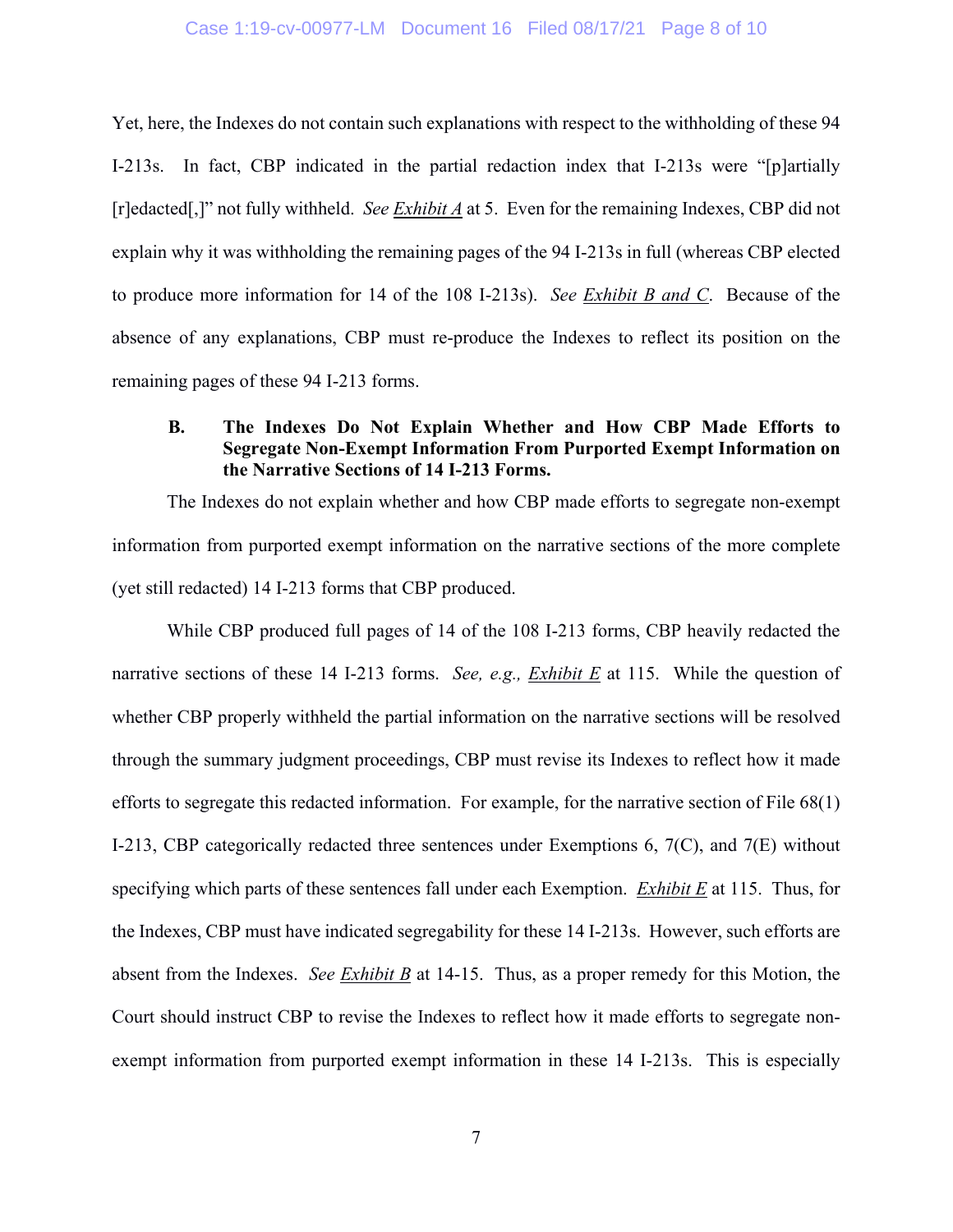Yet, here, the Indexes do not contain such explanations with respect to the withholding of these 94 I-213s. In fact, CBP indicated in the partial redaction index that I-213s were "[p]artially [r]edacted[,]" not fully withheld. *See Exhibit A* at 5. Even for the remaining Indexes, CBP did not explain why it was withholding the remaining pages of the 94 I-213s in full (whereas CBP elected to produce more information for 14 of the 108 I-213s). *See Exhibit B and C*. Because of the absence of any explanations, CBP must re-produce the Indexes to reflect its position on the remaining pages of these 94 I-213 forms.

### B. The Indexes Do Not Explain Whether and How CBP Made Efforts to Segregate Non-Exempt Information From Purported Exempt Information on the Narrative Sections of 14 I-213 Forms.

The Indexes do not explain whether and how CBP made efforts to segregate non-exempt information from purported exempt information on the narrative sections of the more complete (yet still redacted) 14 I-213 forms that CBP produced.

While CBP produced full pages of 14 of the 108 I-213 forms, CBP heavily redacted the narrative sections of these 14 I-213 forms. *See, e.g., Exhibit E* at 115. While the question of whether CBP properly withheld the partial information on the narrative sections will be resolved through the summary judgment proceedings, CBP must revise its Indexes to reflect how it made efforts to segregate this redacted information. For example, for the narrative section of File 68(1) I-213, CBP categorically redacted three sentences under Exemptions 6, 7(C), and 7(E) without specifying which parts of these sentences fall under each Exemption. *Exhibit E* at 115. Thus, for the Indexes, CBP must have indicated segregability for these 14 I-213s. However, such efforts are absent from the Indexes. *See Exhibit B* at 14-15. Thus, as a proper remedy for this Motion, the Court should instruct CBP to revise the Indexes to reflect how it made efforts to segregate non-exempt information from purported exempt information in these 14 I-213s. This is especially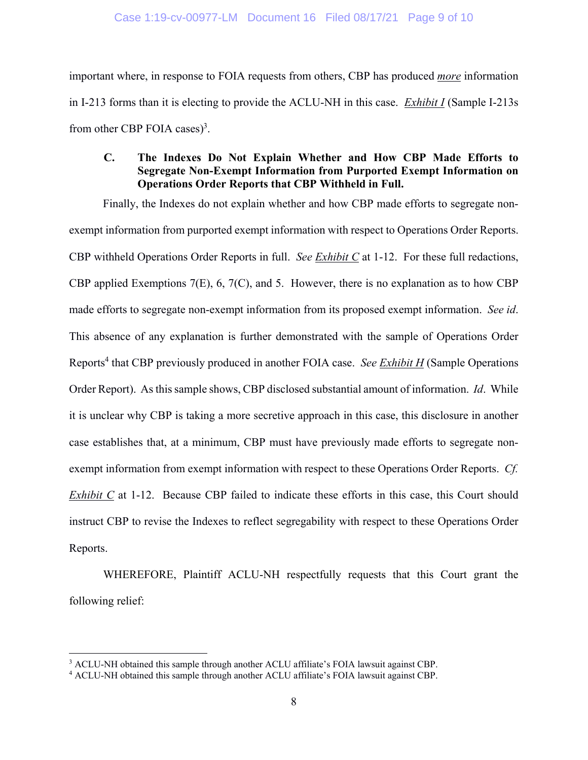important where, in response to FOIA requests from others, CBP has produced ***more*** information in I-213 forms than it is electing to provide the ACLU-NH in this case. ***Exhibit I*** (Sample I-213s from other CBP FOIA cases)[3].

### C. The Indexes Do Not Explain Whether and How CBP Made Efforts to Segregate Non-Exempt Information from Purported Exempt Information on Operations Order Reports that CBP Withheld in Full.

Finally, the Indexes do not explain whether and how CBP made efforts to segregate non-exempt information from purported exempt information with respect to Operations Order Reports. CBP withheld Operations Order Reports in full. *See* ***Exhibit C*** at 1-12. For these full redactions, CBP applied Exemptions 7(E), 6, 7(C), and 5. However, there is no explanation as to how CBP made efforts to segregate non-exempt information from its proposed exempt information. *See id*. This absence of any explanation is further demonstrated with the sample of Operations Order Reports[4] that CBP previously produced in another FOIA case. *See* ***Exhibit H*** (Sample Operations Order Report). As this sample shows, CBP disclosed substantial amount of information. *Id*. While it is unclear why CBP is taking a more secretive approach in this case, this disclosure in another case establishes that, at a minimum, CBP must have previously made efforts to segregate non-exempt information from exempt information with respect to these Operations Order Reports. *Cf.* ***Exhibit C*** at 1-12. Because CBP failed to indicate these efforts in this case, this Court should instruct CBP to revise the Indexes to reflect segregability with respect to these Operations Order Reports.

WHEREFORE, Plaintiff ACLU-NH respectfully requests that this Court grant the following relief:

---

[3] ACLU-NH obtained this sample through another ACLU affiliate's FOIA lawsuit against CBP.

[4] ACLU-NH obtained this sample through another ACLU affiliate's FOIA lawsuit against CBP.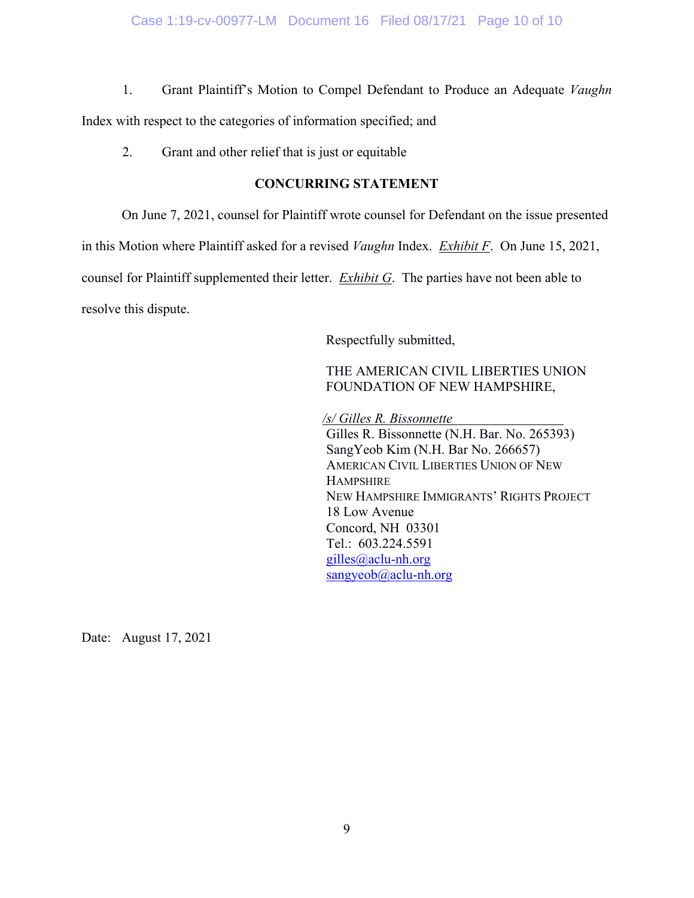1. Grant Plaintiff's Motion to Compel Defendant to Produce an Adequate *Vaughn* Index with respect to the categories of information specified; and

2. Grant and other relief that is just or equitable

**CONCURRING STATEMENT**

On June 7, 2021, counsel for Plaintiff wrote counsel for Defendant on the issue presented in this Motion where Plaintiff asked for a revised *Vaughn* Index. *Exhibit F*. On June 15, 2021, counsel for Plaintiff supplemented their letter. *Exhibit G*. The parties have not been able to resolve this dispute.

Respectfully submitted,

THE AMERICAN CIVIL LIBERTIES UNION FOUNDATION OF NEW HAMPSHIRE,

*/s/ Gilles R. Bissonnette*
Gilles R. Bissonnette (N.H. Bar. No. 265393)
SangYeob Kim (N.H. Bar No. 266657)
AMERICAN CIVIL LIBERTIES UNION OF NEW HAMPSHIRE
NEW HAMPSHIRE IMMIGRANTS' RIGHTS PROJECT
18 Low Avenue
Concord, NH 03301
Tel.: 603.224.5591
gilles@aclu-nh.org
sangyeob@aclu-nh.org

Date: August 17, 2021